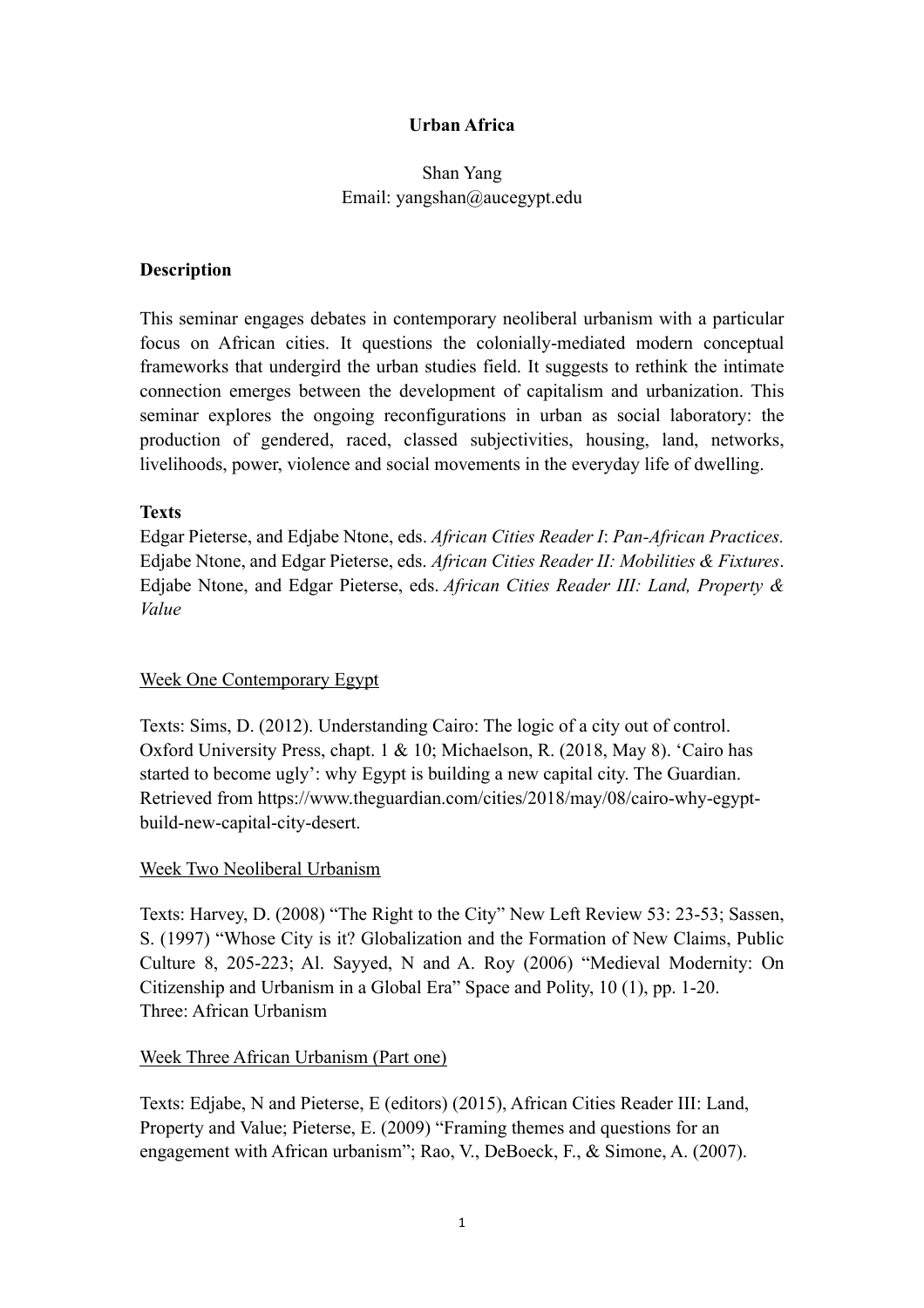# Urban Africa

Shan Yang
Email: yangshan@aucegypt.edu

## Description

This seminar engages debates in contemporary neoliberal urbanism with a particular focus on African cities. It questions the colonially-mediated modern conceptual frameworks that undergird the urban studies field. It suggests to rethink the intimate connection emerges between the development of capitalism and urbanization. This seminar explores the ongoing reconfigurations in urban as social laboratory: the production of gendered, raced, classed subjectivities, housing, land, networks, livelihoods, power, violence and social movements in the everyday life of dwelling.

## Texts

Edgar Pieterse, and Edjabe Ntone, eds. *African Cities Reader I*: *Pan-African Practices.*
Edjabe Ntone, and Edgar Pieterse, eds. *African Cities Reader II: Mobilities & Fixtures*.
Edjabe Ntone, and Edgar Pieterse, eds. *African Cities Reader III: Land, Property & Value*

### Week One Contemporary Egypt

Texts: Sims, D. (2012). Understanding Cairo: The logic of a city out of control. Oxford University Press, chapt. 1 & 10; Michaelson, R. (2018, May 8). 'Cairo has started to become ugly': why Egypt is building a new capital city. The Guardian. Retrieved from https://www.theguardian.com/cities/2018/may/08/cairo-why-egypt-build-new-capital-city-desert.

### Week Two Neoliberal Urbanism

Texts: Harvey, D. (2008) "The Right to the City" New Left Review 53: 23-53; Sassen, S. (1997) "Whose City is it? Globalization and the Formation of New Claims, Public Culture 8, 205-223; Al. Sayyed, N and A. Roy (2006) "Medieval Modernity: On Citizenship and Urbanism in a Global Era" Space and Polity, 10 (1), pp. 1-20.
Three: African Urbanism

### Week Three African Urbanism (Part one)

Texts: Edjabe, N and Pieterse, E (editors) (2015), African Cities Reader III: Land, Property and Value; Pieterse, E. (2009) "Framing themes and questions for an engagement with African urbanism"; Rao, V., DeBoeck, F., & Simone, A. (2007).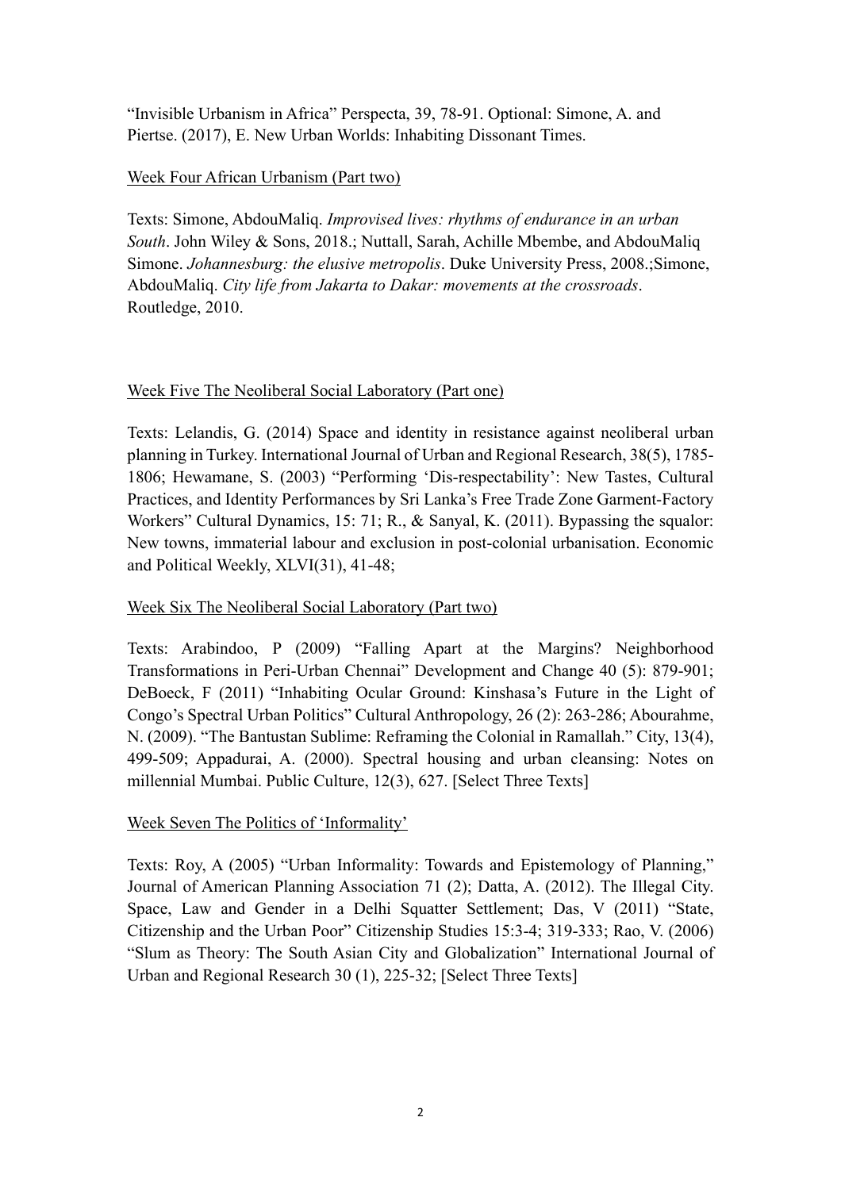"Invisible Urbanism in Africa" Perspecta, 39, 78-91. Optional: Simone, A. and Piertse. (2017), E. New Urban Worlds: Inhabiting Dissonant Times.

Week Four African Urbanism (Part two)

Texts: Simone, AbdouMaliq. *Improvised lives: rhythms of endurance in an urban South*. John Wiley & Sons, 2018.; Nuttall, Sarah, Achille Mbembe, and AbdouMaliq Simone. *Johannesburg: the elusive metropolis*. Duke University Press, 2008.;Simone, AbdouMaliq. *City life from Jakarta to Dakar: movements at the crossroads*. Routledge, 2010.

Week Five The Neoliberal Social Laboratory (Part one)

Texts: Lelandis, G. (2014) Space and identity in resistance against neoliberal urban planning in Turkey. International Journal of Urban and Regional Research, 38(5), 1785-1806; Hewamane, S. (2003) "Performing 'Dis-respectability': New Tastes, Cultural Practices, and Identity Performances by Sri Lanka's Free Trade Zone Garment-Factory Workers" Cultural Dynamics, 15: 71; R., & Sanyal, K. (2011). Bypassing the squalor: New towns, immaterial labour and exclusion in post-colonial urbanisation. Economic and Political Weekly, XLVI(31), 41-48;

Week Six The Neoliberal Social Laboratory (Part two)

Texts: Arabindoo, P (2009) "Falling Apart at the Margins? Neighborhood Transformations in Peri-Urban Chennai" Development and Change 40 (5): 879-901; DeBoeck, F (2011) "Inhabiting Ocular Ground: Kinshasa's Future in the Light of Congo's Spectral Urban Politics" Cultural Anthropology, 26 (2): 263-286; Abourahme, N. (2009). "The Bantustan Sublime: Reframing the Colonial in Ramallah." City, 13(4), 499-509; Appadurai, A. (2000). Spectral housing and urban cleansing: Notes on millennial Mumbai. Public Culture, 12(3), 627. [Select Three Texts]

Week Seven The Politics of 'Informality'

Texts: Roy, A (2005) "Urban Informality: Towards and Epistemology of Planning," Journal of American Planning Association 71 (2); Datta, A. (2012). The Illegal City. Space, Law and Gender in a Delhi Squatter Settlement; Das, V (2011) "State, Citizenship and the Urban Poor" Citizenship Studies 15:3-4; 319-333; Rao, V. (2006) "Slum as Theory: The South Asian City and Globalization" International Journal of Urban and Regional Research 30 (1), 225-32; [Select Three Texts]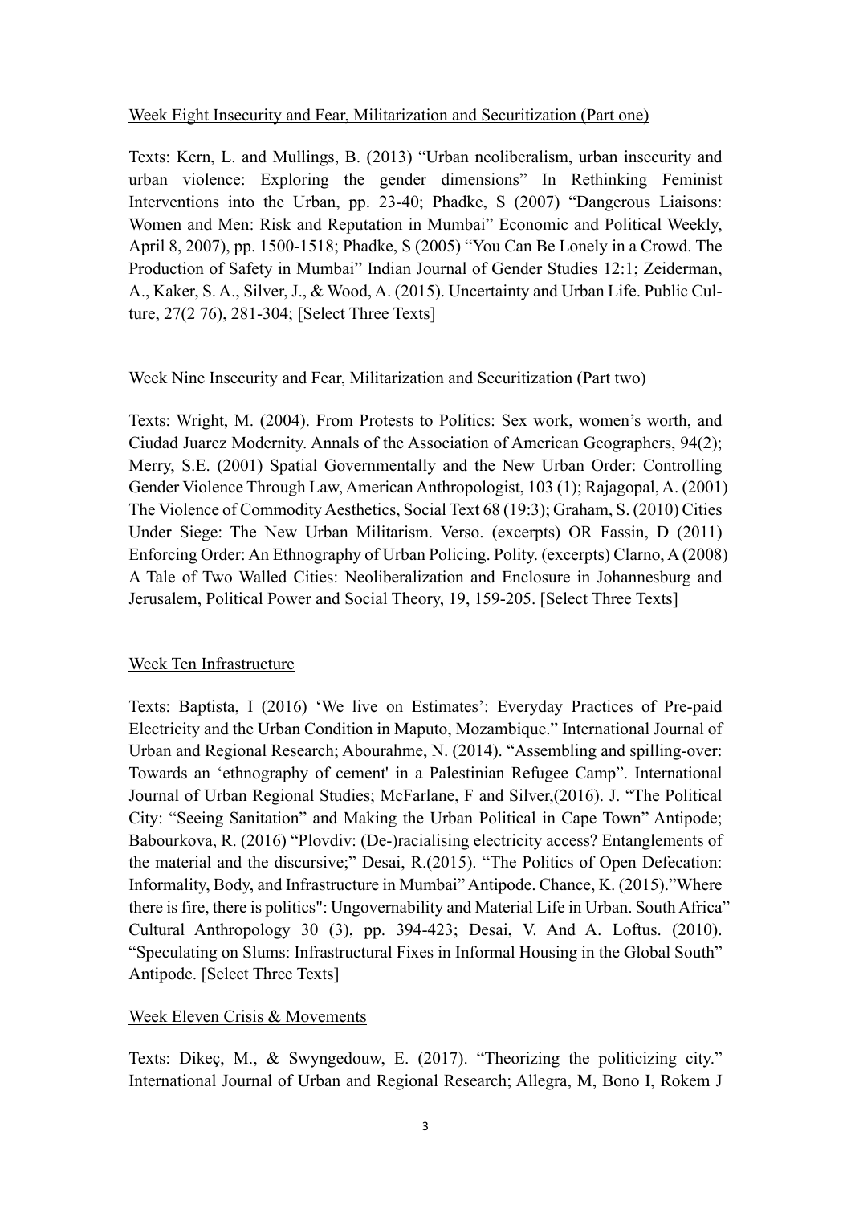<u>Week Eight Insecurity and Fear, Militarization and Securitization (Part one)</u>

Texts: Kern, L. and Mullings, B. (2013) "Urban neoliberalism, urban insecurity and urban violence: Exploring the gender dimensions" In Rethinking Feminist Interventions into the Urban, pp. 23-40; Phadke, S (2007) "Dangerous Liaisons: Women and Men: Risk and Reputation in Mumbai" Economic and Political Weekly, April 8, 2007), pp. 1500-1518; Phadke, S (2005) "You Can Be Lonely in a Crowd. The Production of Safety in Mumbai" Indian Journal of Gender Studies 12:1; Zeiderman, A., Kaker, S. A., Silver, J., & Wood, A. (2015). Uncertainty and Urban Life. Public Culture, 27(2 76), 281-304; [Select Three Texts]

<u>Week Nine Insecurity and Fear, Militarization and Securitization (Part two)</u>

Texts: Wright, M. (2004). From Protests to Politics: Sex work, women's worth, and Ciudad Juarez Modernity. Annals of the Association of American Geographers, 94(2); Merry, S.E. (2001) Spatial Governmentally and the New Urban Order: Controlling Gender Violence Through Law, American Anthropologist, 103 (1); Rajagopal, A. (2001) The Violence of Commodity Aesthetics, Social Text 68 (19:3); Graham, S. (2010) Cities Under Siege: The New Urban Militarism. Verso. (excerpts) OR Fassin, D (2011) Enforcing Order: An Ethnography of Urban Policing. Polity. (excerpts) Clarno, A (2008) A Tale of Two Walled Cities: Neoliberalization and Enclosure in Johannesburg and Jerusalem, Political Power and Social Theory, 19, 159-205. [Select Three Texts]

<u>Week Ten Infrastructure</u>

Texts: Baptista, I (2016) 'We live on Estimates': Everyday Practices of Pre-paid Electricity and the Urban Condition in Maputo, Mozambique." International Journal of Urban and Regional Research; Abourahme, N. (2014). "Assembling and spilling-over: Towards an 'ethnography of cement' in a Palestinian Refugee Camp". International Journal of Urban Regional Studies; McFarlane, F and Silver,(2016). J. "The Political City: "Seeing Sanitation" and Making the Urban Political in Cape Town" Antipode; Babourkova, R. (2016) "Plovdiv: (De-)racialising electricity access? Entanglements of the material and the discursive;" Desai, R.(2015). "The Politics of Open Defecation: Informality, Body, and Infrastructure in Mumbai" Antipode. Chance, K. (2015)."Where there is fire, there is politics": Ungovernability and Material Life in Urban. South Africa" Cultural Anthropology 30 (3), pp. 394-423; Desai, V. And A. Loftus. (2010). "Speculating on Slums: Infrastructural Fixes in Informal Housing in the Global South" Antipode. [Select Three Texts]

<u>Week Eleven Crisis & Movements</u>

Texts: Dikeç, M., & Swyngedouw, E. (2017). "Theorizing the politicizing city." International Journal of Urban and Regional Research; Allegra, M, Bono I, Rokem J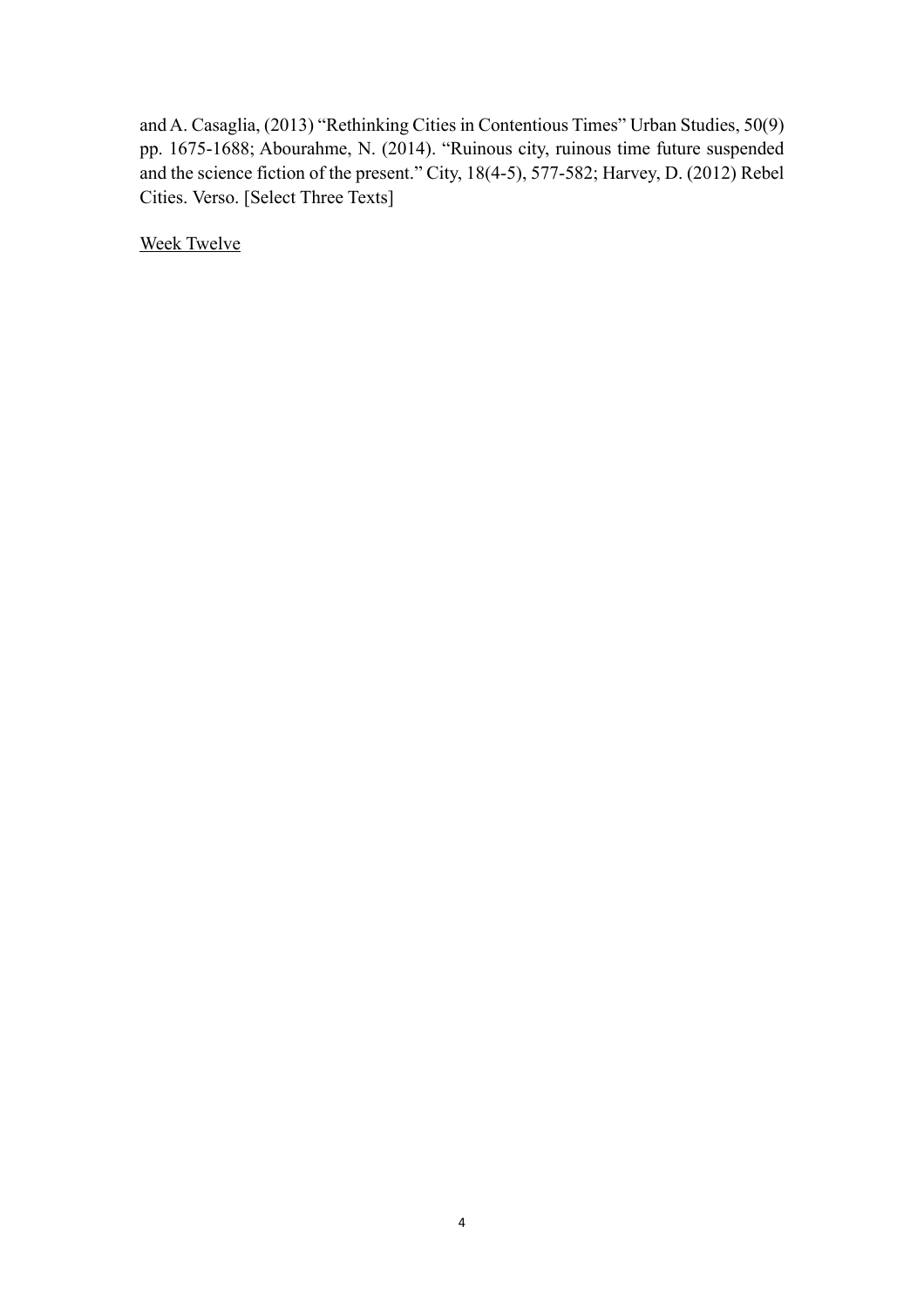and A. Casaglia, (2013) "Rethinking Cities in Contentious Times" Urban Studies, 50(9) pp. 1675-1688; Abourahme, N. (2014). "Ruinous city, ruinous time future suspended and the science fiction of the present." City, 18(4-5), 577-582; Harvey, D. (2012) Rebel Cities. Verso. [Select Three Texts]

<u>Week Twelve</u>